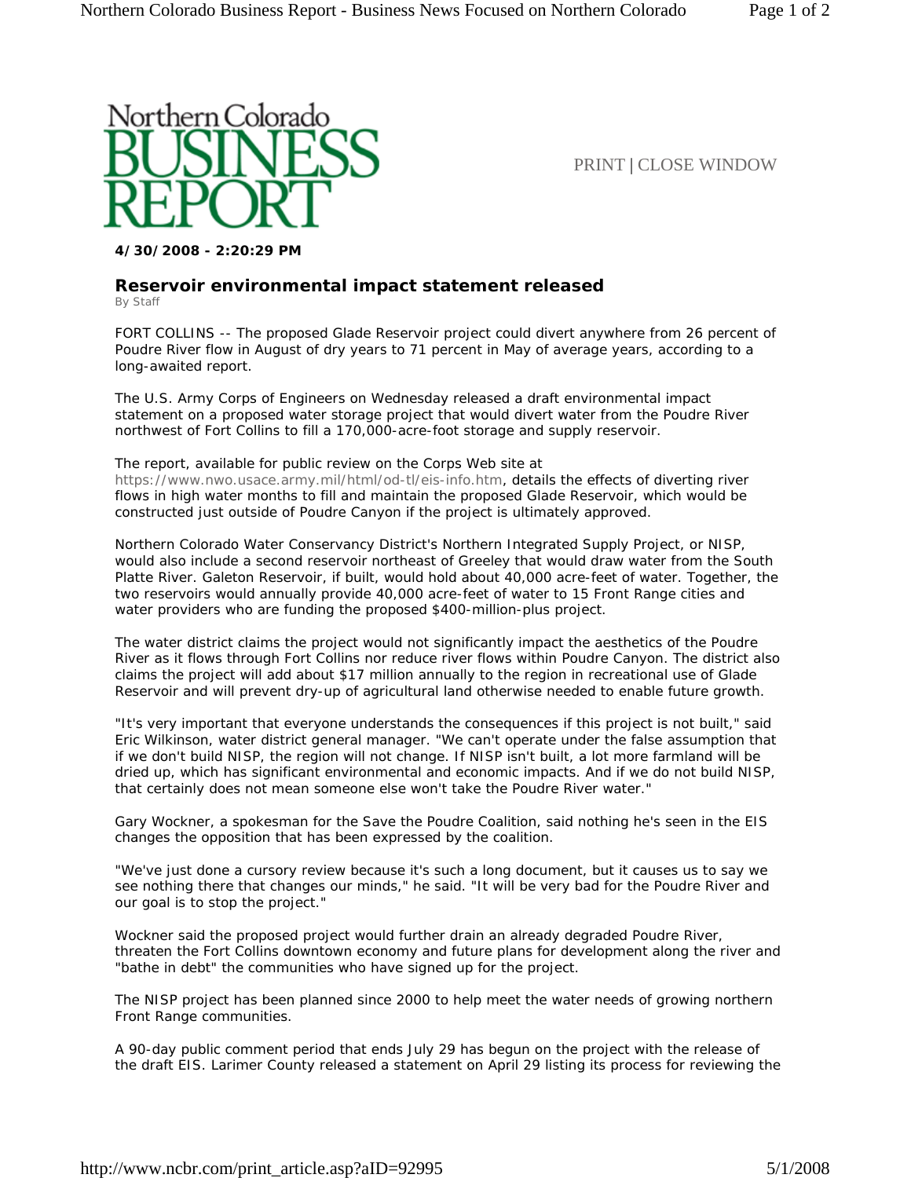Northern Colorado BUSINESS REPORT

PRINT | CLOSE WINDOW

**4/30/2008 - 2:20:29 PM**

## Reservoir environmental impact statement released

By Staff

FORT COLLINS -- The proposed Glade Reservoir project could divert anywhere from 26 percent of Poudre River flow in August of dry years to 71 percent in May of average years, according to a long-awaited report.

The U.S. Army Corps of Engineers on Wednesday released a draft environmental impact statement on a proposed water storage project that would divert water from the Poudre River northwest of Fort Collins to fill a 170,000-acre-foot storage and supply reservoir.

The report, available for public review on the Corps Web site at https://www.nwo.usace.army.mil/html/od-tl/eis-info.htm, details the effects of diverting river flows in high water months to fill and maintain the proposed Glade Reservoir, which would be constructed just outside of Poudre Canyon if the project is ultimately approved.

Northern Colorado Water Conservancy District's Northern Integrated Supply Project, or NISP, would also include a second reservoir northeast of Greeley that would draw water from the South Platte River. Galeton Reservoir, if built, would hold about 40,000 acre-feet of water. Together, the two reservoirs would annually provide 40,000 acre-feet of water to 15 Front Range cities and water providers who are funding the proposed $400-million-plus project.

The water district claims the project would not significantly impact the aesthetics of the Poudre River as it flows through Fort Collins nor reduce river flows within Poudre Canyon. The district also claims the project will add about $17 million annually to the region in recreational use of Glade Reservoir and will prevent dry-up of agricultural land otherwise needed to enable future growth.

"It's very important that everyone understands the consequences if this project is not built," said Eric Wilkinson, water district general manager. "We can't operate under the false assumption that if we don't build NISP, the region will not change. If NISP isn't built, a lot more farmland will be dried up, which has significant environmental and economic impacts. And if we do not build NISP, that certainly does not mean someone else won't take the Poudre River water."

Gary Wockner, a spokesman for the Save the Poudre Coalition, said nothing he's seen in the EIS changes the opposition that has been expressed by the coalition.

"We've just done a cursory review because it's such a long document, but it causes us to say we see nothing there that changes our minds," he said. "It will be very bad for the Poudre River and our goal is to stop the project."

Wockner said the proposed project would further drain an already degraded Poudre River, threaten the Fort Collins downtown economy and future plans for development along the river and "bathe in debt" the communities who have signed up for the project.

The NISP project has been planned since 2000 to help meet the water needs of growing northern Front Range communities.

A 90-day public comment period that ends July 29 has begun on the project with the release of the draft EIS. Larimer County released a statement on April 29 listing its process for reviewing the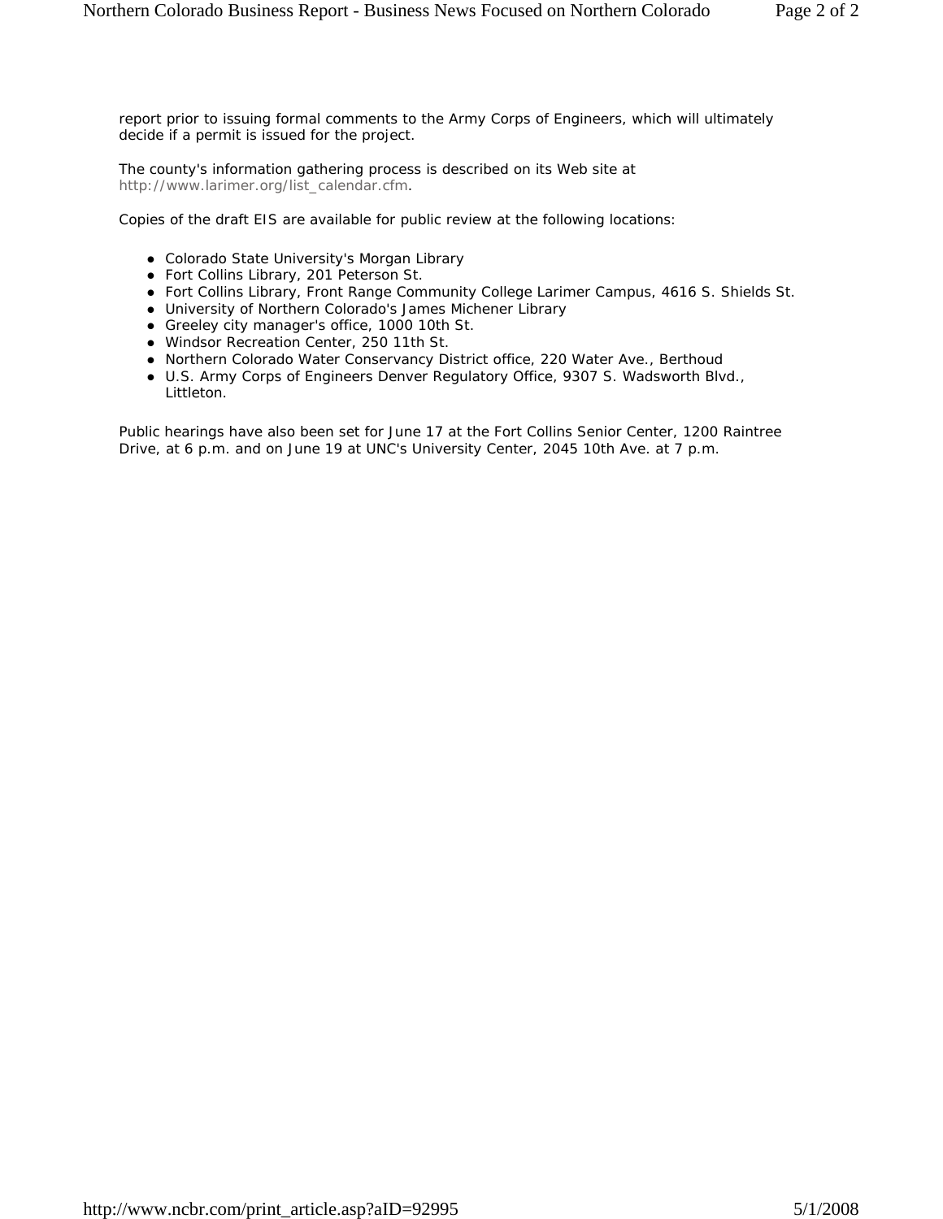report prior to issuing formal comments to the Army Corps of Engineers, which will ultimately decide if a permit is issued for the project.

The county's information gathering process is described on its Web site at http://www.larimer.org/list_calendar.cfm.

Copies of the draft EIS are available for public review at the following locations:

- Colorado State University's Morgan Library
- Fort Collins Library, 201 Peterson St.
- Fort Collins Library, Front Range Community College Larimer Campus, 4616 S. Shields St.
- University of Northern Colorado's James Michener Library
- Greeley city manager's office, 1000 10th St.
- Windsor Recreation Center, 250 11th St.
- Northern Colorado Water Conservancy District office, 220 Water Ave., Berthoud
- U.S. Army Corps of Engineers Denver Regulatory Office, 9307 S. Wadsworth Blvd., Littleton.

Public hearings have also been set for June 17 at the Fort Collins Senior Center, 1200 Raintree Drive, at 6 p.m. and on June 19 at UNC's University Center, 2045 10th Ave. at 7 p.m.